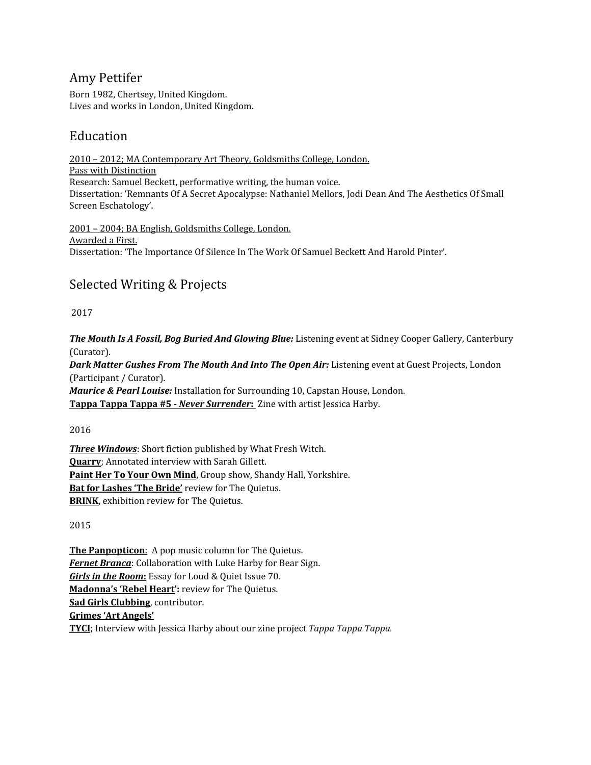# Amy Pettifer

Born 1982, Chertsey, United Kingdom.
Lives and works in London, United Kingdom.

## Education

2010 – 2012; MA Contemporary Art Theory, Goldsmiths College, London.
Pass with Distinction
Research: Samuel Beckett, performative writing, the human voice.
Dissertation: 'Remnants Of A Secret Apocalypse: Nathaniel Mellors, Jodi Dean And The Aesthetics Of Small Screen Eschatology'.

2001 – 2004; BA English, Goldsmiths College, London.
Awarded a First.
Dissertation: 'The Importance Of Silence In The Work Of Samuel Beckett And Harold Pinter'.

## Selected Writing & Projects

2017

***The Mouth Is A Fossil, Bog Buried And Glowing Blue:*** Listening event at Sidney Cooper Gallery, Canterbury (Curator).
***Dark Matter Gushes From The Mouth And Into The Open Air:*** Listening event at Guest Projects, London (Participant / Curator).
***Maurice & Pearl Louise:*** Installation for Surrounding 10, Capstan House, London.
**Tappa Tappa Tappa #5 - *Never Surrender*:** Zine with artist Jessica Harby.

2016

***Three Windows***: Short fiction published by What Fresh Witch.
**Quarry**; Annotated interview with Sarah Gillett.
**Paint Her To Your Own Mind**, Group show, Shandy Hall, Yorkshire.
**Bat for Lashes 'The Bride'** review for The Quietus.
**BRINK**, exhibition review for The Quietus.

2015

**The Panpopticon**: A pop music column for The Quietus.
***Fernet Branca***: Collaboration with Luke Harby for Bear Sign.
***Girls in the Room*:** Essay for Loud & Quiet Issue 70.
**Madonna's 'Rebel Heart':** review for The Quietus.
**Sad Girls Clubbing**, contributor.
**Grimes 'Art Angels'**
**TYCI**; Interview with Jessica Harby about our zine project *Tappa Tappa Tappa.*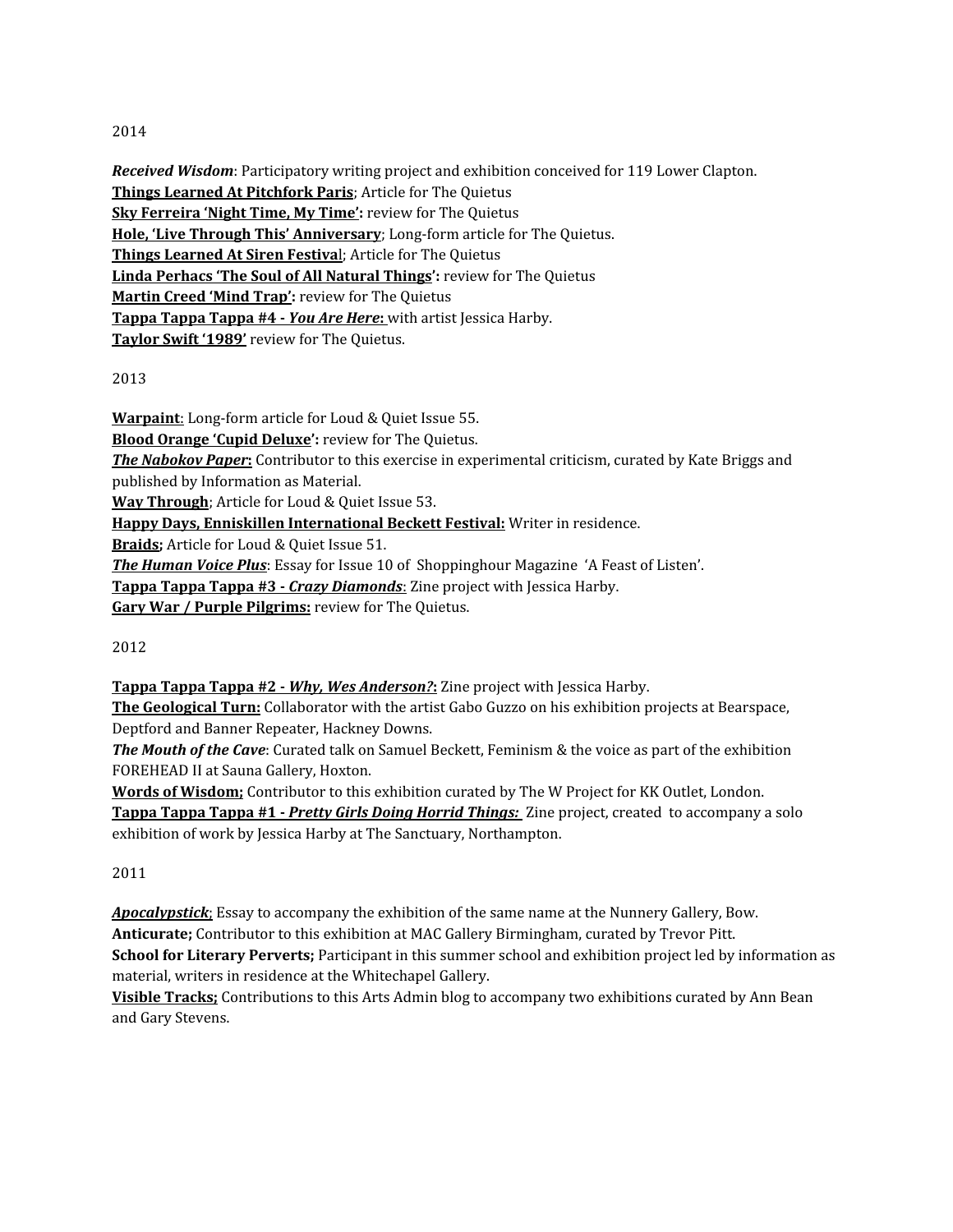2014

***Received Wisdom***: Participatory writing project and exhibition conceived for 119 Lower Clapton.
**Things Learned At Pitchfork Paris**; Article for The Quietus
**Sky Ferreira 'Night Time, My Time':** review for The Quietus
**Hole, 'Live Through This' Anniversary**; Long-form article for The Quietus.
**Things Learned At Siren Festiva**l; Article for The Quietus
**Linda Perhacs 'The Soul of All Natural Things':** review for The Quietus
**Martin Creed 'Mind Trap':** review for The Quietus
**Tappa Tappa Tappa #4 - *You Are Here*:** with artist Jessica Harby.
**Taylor Swift '1989'** review for The Quietus.

2013

**Warpaint**: Long-form article for Loud & Quiet Issue 55.
**Blood Orange 'Cupid Deluxe':** review for The Quietus.
***The Nabokov Paper*:** Contributor to this exercise in experimental criticism, curated by Kate Briggs and published by Information as Material.
**Way Through**; Article for Loud & Quiet Issue 53.
**Happy Days, Enniskillen International Beckett Festival:** Writer in residence.
**Braids;** Article for Loud & Quiet Issue 51.
***The Human Voice Plus***: Essay for Issue 10 of Shoppinghour Magazine 'A Feast of Listen'.
**Tappa Tappa Tappa #3 - *Crazy Diamonds***: Zine project with Jessica Harby.
**Gary War / Purple Pilgrims:** review for The Quietus.

2012

**Tappa Tappa Tappa #2 - *Why, Wes Anderson?*:** Zine project with Jessica Harby.
**The Geological Turn:** Collaborator with the artist Gabo Guzzo on his exhibition projects at Bearspace, Deptford and Banner Repeater, Hackney Downs.
***The Mouth of the Cave***: Curated talk on Samuel Beckett, Feminism & the voice as part of the exhibition FOREHEAD II at Sauna Gallery, Hoxton.
**Words of Wisdom;** Contributor to this exhibition curated by The W Project for KK Outlet, London.
**Tappa Tappa Tappa #1 - *Pretty Girls Doing Horrid Things:*** Zine project, created to accompany a solo exhibition of work by Jessica Harby at The Sanctuary, Northampton.

2011

***Apocalypstick***; Essay to accompany the exhibition of the same name at the Nunnery Gallery, Bow.
**Anticurate;** Contributor to this exhibition at MAC Gallery Birmingham, curated by Trevor Pitt.
**School for Literary Perverts;** Participant in this summer school and exhibition project led by information as material, writers in residence at the Whitechapel Gallery.
**Visible Tracks;** Contributions to this Arts Admin blog to accompany two exhibitions curated by Ann Bean and Gary Stevens.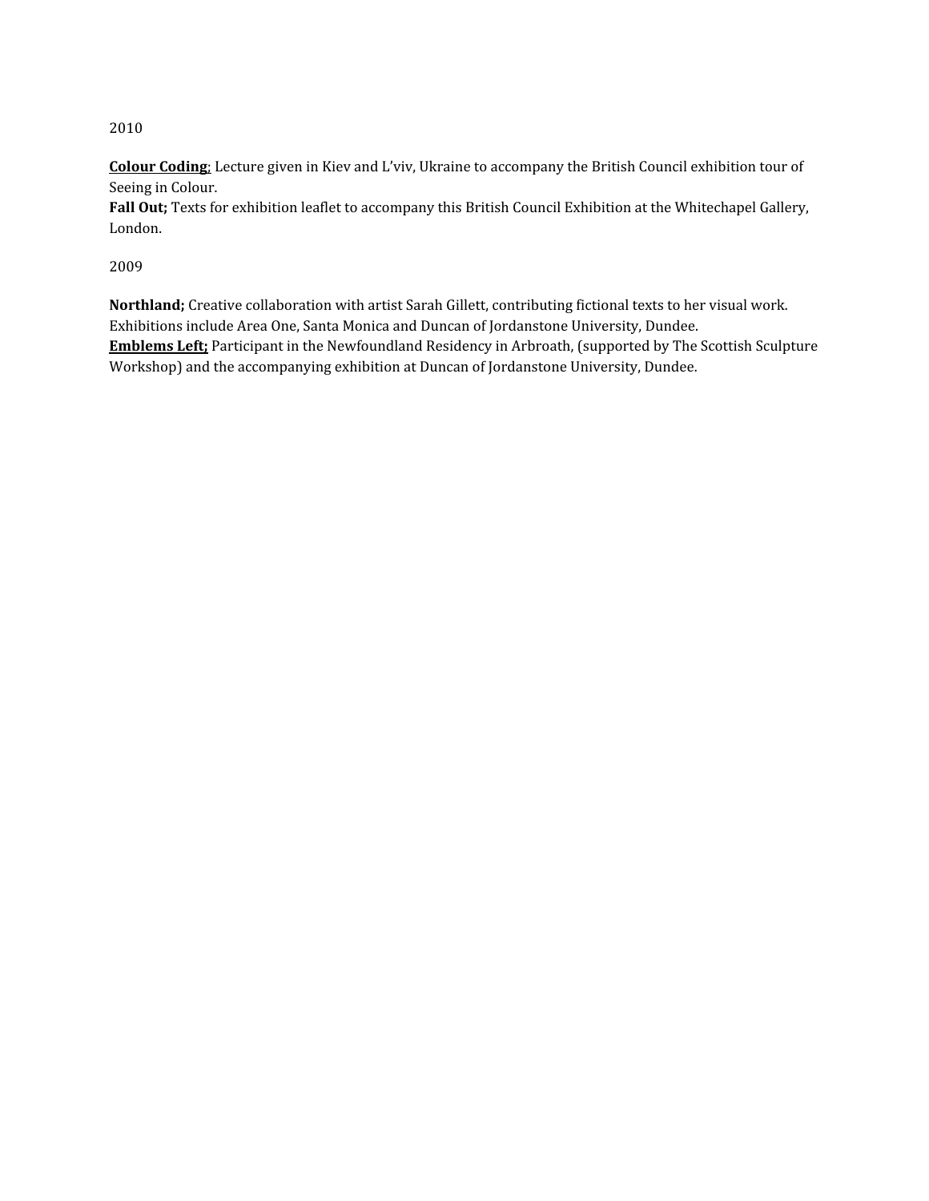2010

**<u>Colour Coding</u>**; Lecture given in Kiev and L'viv, Ukraine to accompany the British Council exhibition tour of Seeing in Colour.
**Fall Out;** Texts for exhibition leaflet to accompany this British Council Exhibition at the Whitechapel Gallery, London.

2009

**Northland;** Creative collaboration with artist Sarah Gillett, contributing fictional texts to her visual work. Exhibitions include Area One, Santa Monica and Duncan of Jordanstone University, Dundee.
**<u>Emblems Left;</u>** Participant in the Newfoundland Residency in Arbroath, (supported by The Scottish Sculpture Workshop) and the accompanying exhibition at Duncan of Jordanstone University, Dundee.